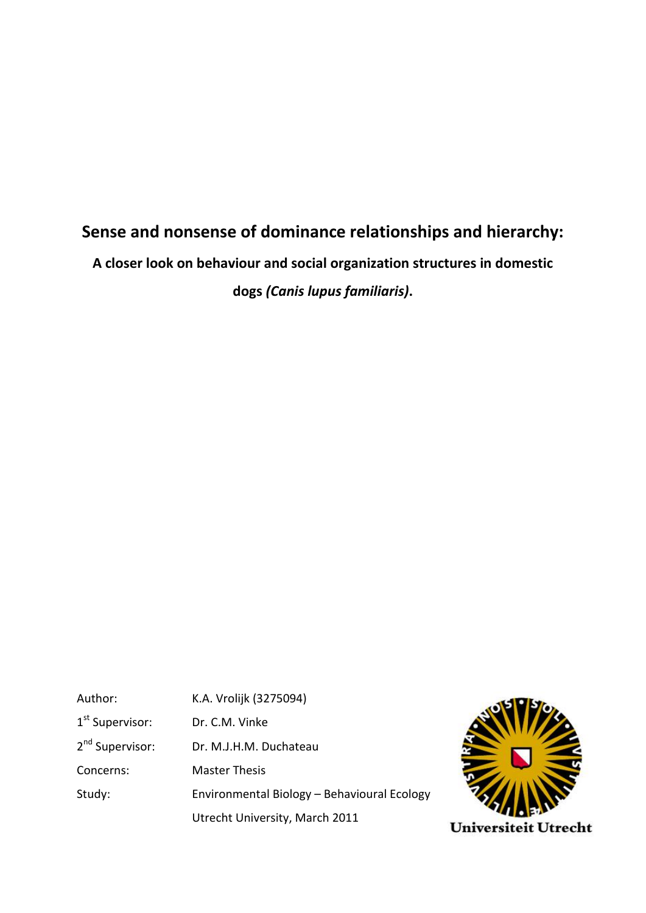# Sense and nonsense of dominance relationships and hierarchy:

## A closer look on behaviour and social organization structures in domestic dogs *(Canis lupus familiaris)*.

| | |
|---|---|
| Author: | K.A. Vrolijk (3275094) |
| 1st Supervisor: | Dr. C.M. Vinke |
| 2nd Supervisor: | Dr. M.J.H.M. Duchateau |
| Concerns: | Master Thesis |
| Study: | Environmental Biology – Behavioural Ecology |
| | Utrecht University, March 2011 |

Universiteit Utrecht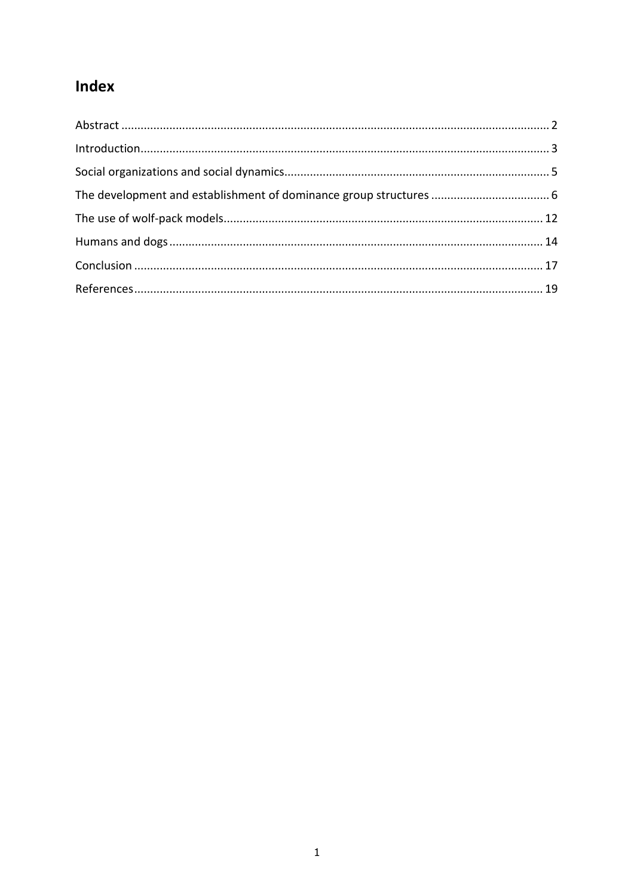# Index

Abstract ........................................................................................................................................ 2

Introduction.................................................................................................................................. 3

Social organizations and social dynamics..................................................................................... 5

The development and establishment of dominance group structures ........................................ 6

The use of wolf-pack models...................................................................................................... 12

Humans and dogs ....................................................................................................................... 14

Conclusion .................................................................................................................................. 17

References................................................................................................................................... 19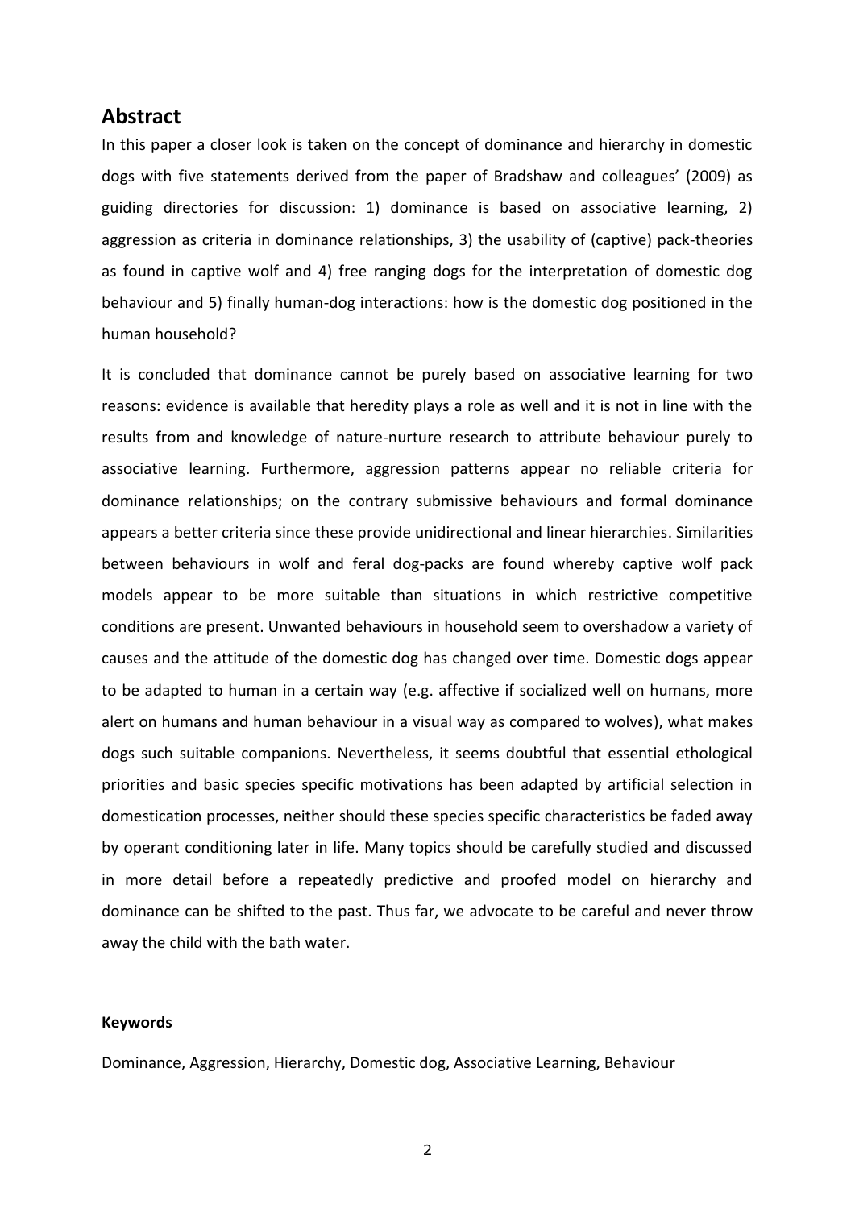## Abstract

In this paper a closer look is taken on the concept of dominance and hierarchy in domestic dogs with five statements derived from the paper of Bradshaw and colleagues' (2009) as guiding directories for discussion: 1) dominance is based on associative learning, 2) aggression as criteria in dominance relationships, 3) the usability of (captive) pack-theories as found in captive wolf and 4) free ranging dogs for the interpretation of domestic dog behaviour and 5) finally human-dog interactions: how is the domestic dog positioned in the human household?

It is concluded that dominance cannot be purely based on associative learning for two reasons: evidence is available that heredity plays a role as well and it is not in line with the results from and knowledge of nature-nurture research to attribute behaviour purely to associative learning. Furthermore, aggression patterns appear no reliable criteria for dominance relationships; on the contrary submissive behaviours and formal dominance appears a better criteria since these provide unidirectional and linear hierarchies. Similarities between behaviours in wolf and feral dog-packs are found whereby captive wolf pack models appear to be more suitable than situations in which restrictive competitive conditions are present. Unwanted behaviours in household seem to overshadow a variety of causes and the attitude of the domestic dog has changed over time. Domestic dogs appear to be adapted to human in a certain way (e.g. affective if socialized well on humans, more alert on humans and human behaviour in a visual way as compared to wolves), what makes dogs such suitable companions. Nevertheless, it seems doubtful that essential ethological priorities and basic species specific motivations has been adapted by artificial selection in domestication processes, neither should these species specific characteristics be faded away by operant conditioning later in life. Many topics should be carefully studied and discussed in more detail before a repeatedly predictive and proofed model on hierarchy and dominance can be shifted to the past. Thus far, we advocate to be careful and never throw away the child with the bath water.

**Keywords**

Dominance, Aggression, Hierarchy, Domestic dog, Associative Learning, Behaviour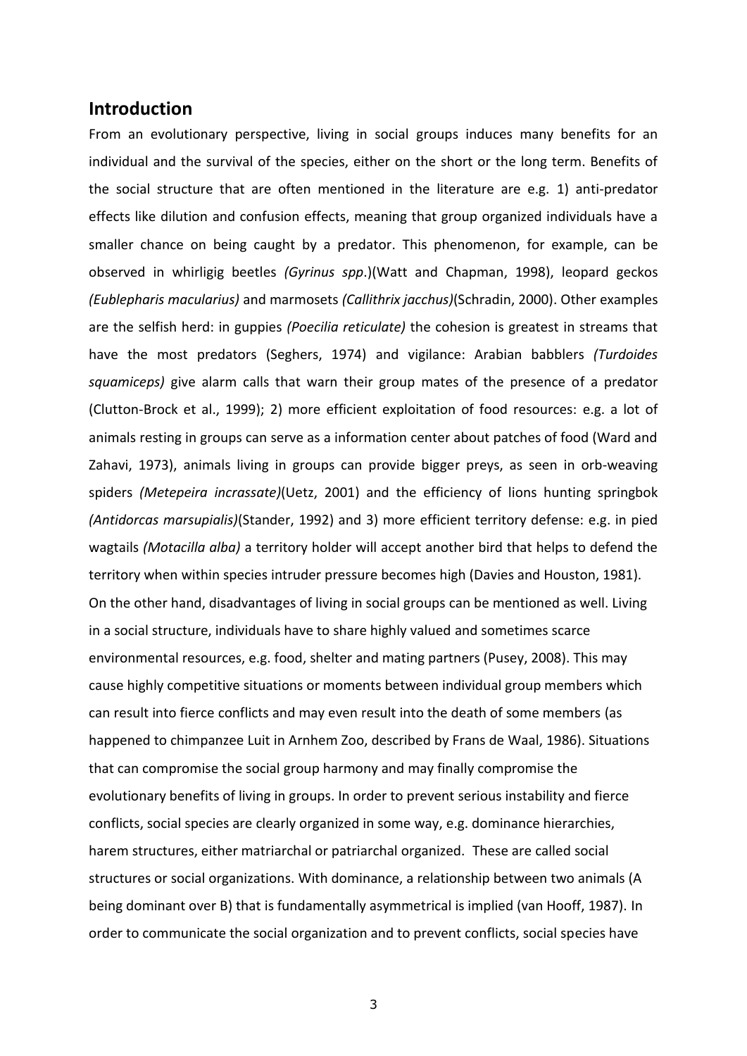## Introduction

From an evolutionary perspective, living in social groups induces many benefits for an individual and the survival of the species, either on the short or the long term. Benefits of the social structure that are often mentioned in the literature are e.g. 1) anti-predator effects like dilution and confusion effects, meaning that group organized individuals have a smaller chance on being caught by a predator. This phenomenon, for example, can be observed in whirligig beetles *(Gyrinus spp*.)(Watt and Chapman, 1998), leopard geckos *(Eublepharis macularius)* and marmosets *(Callithrix jacchus)*(Schradin, 2000). Other examples are the selfish herd: in guppies *(Poecilia reticulate)* the cohesion is greatest in streams that have the most predators (Seghers, 1974) and vigilance: Arabian babblers *(Turdoides squamiceps)* give alarm calls that warn their group mates of the presence of a predator (Clutton-Brock et al., 1999); 2) more efficient exploitation of food resources: e.g. a lot of animals resting in groups can serve as a information center about patches of food (Ward and Zahavi, 1973), animals living in groups can provide bigger preys, as seen in orb-weaving spiders *(Metepeira incrassate)*(Uetz, 2001) and the efficiency of lions hunting springbok *(Antidorcas marsupialis)*(Stander, 1992) and 3) more efficient territory defense: e.g. in pied wagtails *(Motacilla alba)* a territory holder will accept another bird that helps to defend the territory when within species intruder pressure becomes high (Davies and Houston, 1981).

On the other hand, disadvantages of living in social groups can be mentioned as well. Living in a social structure, individuals have to share highly valued and sometimes scarce environmental resources, e.g. food, shelter and mating partners (Pusey, 2008). This may cause highly competitive situations or moments between individual group members which can result into fierce conflicts and may even result into the death of some members (as happened to chimpanzee Luit in Arnhem Zoo, described by Frans de Waal, 1986). Situations that can compromise the social group harmony and may finally compromise the evolutionary benefits of living in groups. In order to prevent serious instability and fierce conflicts, social species are clearly organized in some way, e.g. dominance hierarchies, harem structures, either matriarchal or patriarchal organized. These are called social structures or social organizations. With dominance, a relationship between two animals (A being dominant over B) that is fundamentally asymmetrical is implied (van Hooff, 1987). In order to communicate the social organization and to prevent conflicts, social species have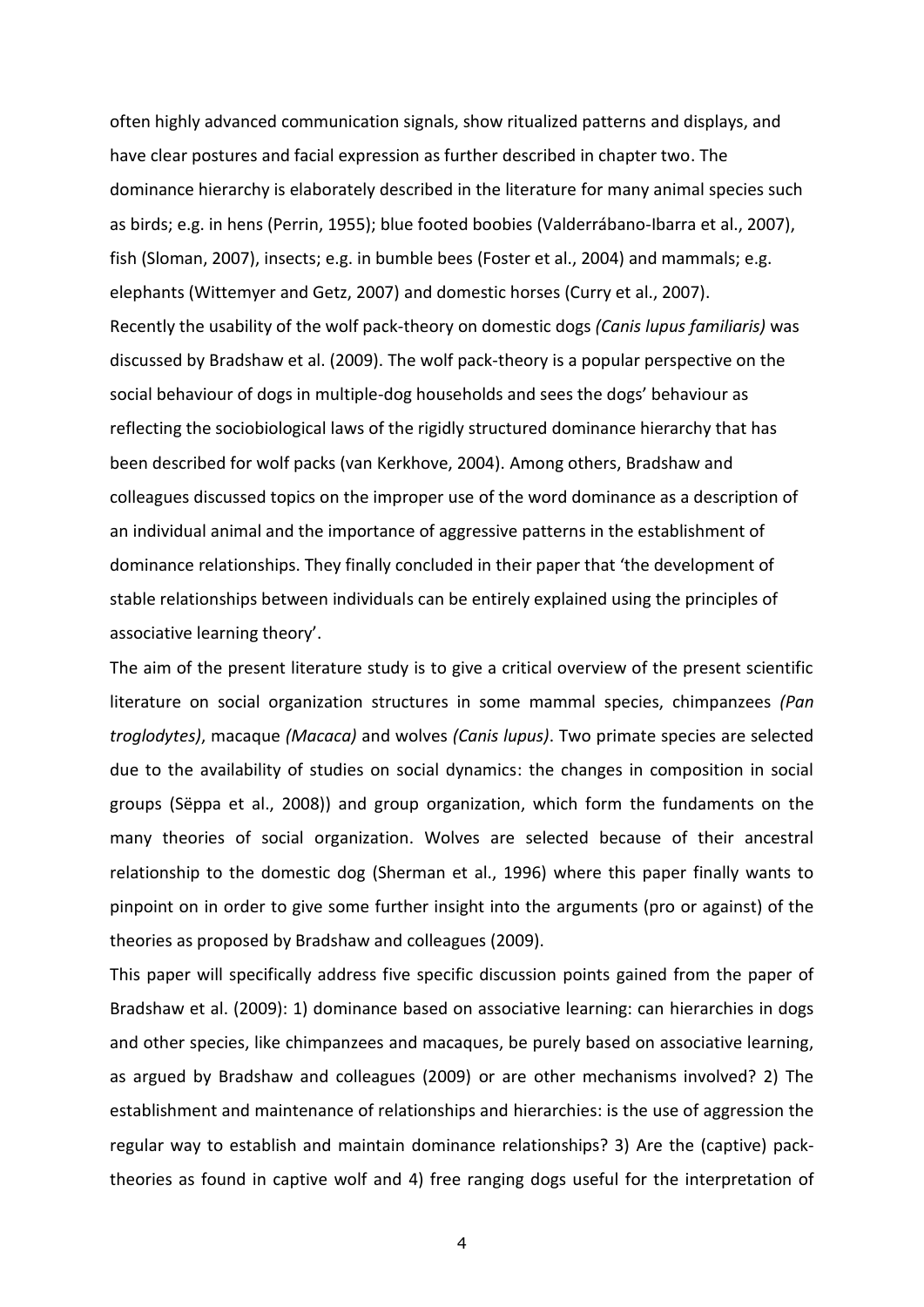often highly advanced communication signals, show ritualized patterns and displays, and have clear postures and facial expression as further described in chapter two. The dominance hierarchy is elaborately described in the literature for many animal species such as birds; e.g. in hens (Perrin, 1955); blue footed boobies (Valderrábano-Ibarra et al., 2007), fish (Sloman, 2007), insects; e.g. in bumble bees (Foster et al., 2004) and mammals; e.g. elephants (Wittemyer and Getz, 2007) and domestic horses (Curry et al., 2007).

Recently the usability of the wolf pack-theory on domestic dogs *(Canis lupus familiaris)* was discussed by Bradshaw et al. (2009). The wolf pack-theory is a popular perspective on the social behaviour of dogs in multiple-dog households and sees the dogs' behaviour as reflecting the sociobiological laws of the rigidly structured dominance hierarchy that has been described for wolf packs (van Kerkhove, 2004). Among others, Bradshaw and colleagues discussed topics on the improper use of the word dominance as a description of an individual animal and the importance of aggressive patterns in the establishment of dominance relationships. They finally concluded in their paper that 'the development of stable relationships between individuals can be entirely explained using the principles of associative learning theory'.

The aim of the present literature study is to give a critical overview of the present scientific literature on social organization structures in some mammal species, chimpanzees *(Pan troglodytes)*, macaque *(Macaca)* and wolves *(Canis lupus)*. Two primate species are selected due to the availability of studies on social dynamics: the changes in composition in social groups (Sëppa et al., 2008)) and group organization, which form the fundaments on the many theories of social organization. Wolves are selected because of their ancestral relationship to the domestic dog (Sherman et al., 1996) where this paper finally wants to pinpoint on in order to give some further insight into the arguments (pro or against) of the theories as proposed by Bradshaw and colleagues (2009).

This paper will specifically address five specific discussion points gained from the paper of Bradshaw et al. (2009): 1) dominance based on associative learning: can hierarchies in dogs and other species, like chimpanzees and macaques, be purely based on associative learning, as argued by Bradshaw and colleagues (2009) or are other mechanisms involved? 2) The establishment and maintenance of relationships and hierarchies: is the use of aggression the regular way to establish and maintain dominance relationships? 3) Are the (captive) pack-theories as found in captive wolf and 4) free ranging dogs useful for the interpretation of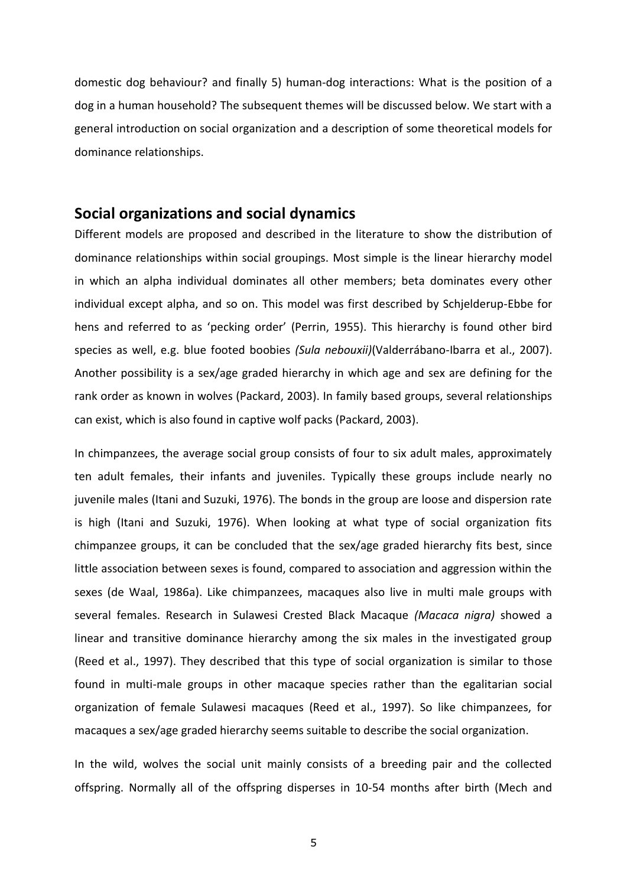domestic dog behaviour? and finally 5) human-dog interactions: What is the position of a dog in a human household? The subsequent themes will be discussed below. We start with a general introduction on social organization and a description of some theoretical models for dominance relationships.

## Social organizations and social dynamics

Different models are proposed and described in the literature to show the distribution of dominance relationships within social groupings. Most simple is the linear hierarchy model in which an alpha individual dominates all other members; beta dominates every other individual except alpha, and so on. This model was first described by Schjelderup-Ebbe for hens and referred to as 'pecking order' (Perrin, 1955). This hierarchy is found other bird species as well, e.g. blue footed boobies *(Sula nebouxii)*(Valderrábano-Ibarra et al., 2007). Another possibility is a sex/age graded hierarchy in which age and sex are defining for the rank order as known in wolves (Packard, 2003). In family based groups, several relationships can exist, which is also found in captive wolf packs (Packard, 2003).

In chimpanzees, the average social group consists of four to six adult males, approximately ten adult females, their infants and juveniles. Typically these groups include nearly no juvenile males (Itani and Suzuki, 1976). The bonds in the group are loose and dispersion rate is high (Itani and Suzuki, 1976). When looking at what type of social organization fits chimpanzee groups, it can be concluded that the sex/age graded hierarchy fits best, since little association between sexes is found, compared to association and aggression within the sexes (de Waal, 1986a). Like chimpanzees, macaques also live in multi male groups with several females. Research in Sulawesi Crested Black Macaque *(Macaca nigra)* showed a linear and transitive dominance hierarchy among the six males in the investigated group (Reed et al., 1997). They described that this type of social organization is similar to those found in multi-male groups in other macaque species rather than the egalitarian social organization of female Sulawesi macaques (Reed et al., 1997). So like chimpanzees, for macaques a sex/age graded hierarchy seems suitable to describe the social organization.

In the wild, wolves the social unit mainly consists of a breeding pair and the collected offspring. Normally all of the offspring disperses in 10-54 months after birth (Mech and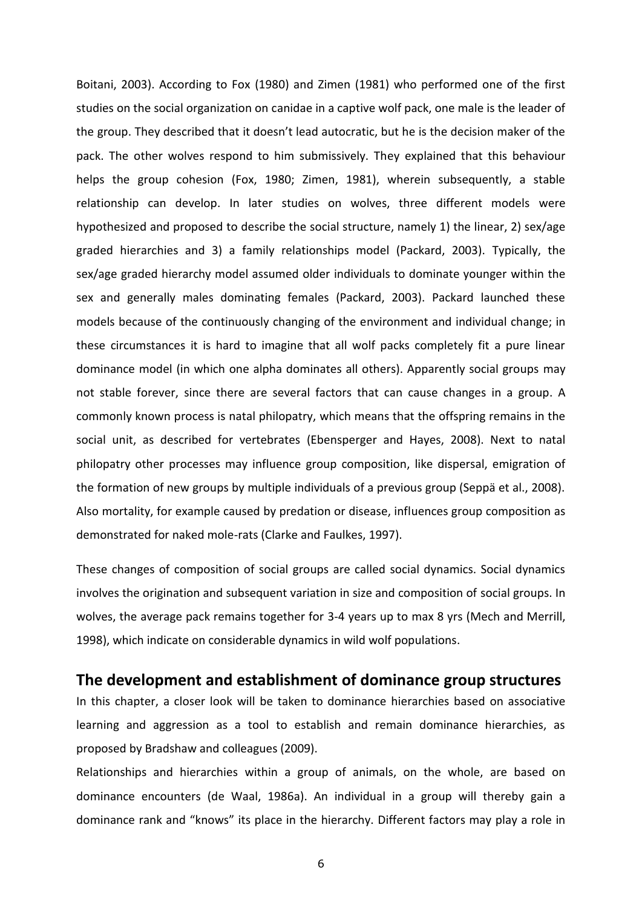Boitani, 2003). According to Fox (1980) and Zimen (1981) who performed one of the first studies on the social organization on canidae in a captive wolf pack, one male is the leader of the group. They described that it doesn't lead autocratic, but he is the decision maker of the pack. The other wolves respond to him submissively. They explained that this behaviour helps the group cohesion (Fox, 1980; Zimen, 1981), wherein subsequently, a stable relationship can develop. In later studies on wolves, three different models were hypothesized and proposed to describe the social structure, namely 1) the linear, 2) sex/age graded hierarchies and 3) a family relationships model (Packard, 2003). Typically, the sex/age graded hierarchy model assumed older individuals to dominate younger within the sex and generally males dominating females (Packard, 2003). Packard launched these models because of the continuously changing of the environment and individual change; in these circumstances it is hard to imagine that all wolf packs completely fit a pure linear dominance model (in which one alpha dominates all others). Apparently social groups may not stable forever, since there are several factors that can cause changes in a group. A commonly known process is natal philopatry, which means that the offspring remains in the social unit, as described for vertebrates (Ebensperger and Hayes, 2008). Next to natal philopatry other processes may influence group composition, like dispersal, emigration of the formation of new groups by multiple individuals of a previous group (Seppä et al., 2008). Also mortality, for example caused by predation or disease, influences group composition as demonstrated for naked mole-rats (Clarke and Faulkes, 1997).

These changes of composition of social groups are called social dynamics. Social dynamics involves the origination and subsequent variation in size and composition of social groups. In wolves, the average pack remains together for 3-4 years up to max 8 yrs (Mech and Merrill, 1998), which indicate on considerable dynamics in wild wolf populations.

## The development and establishment of dominance group structures

In this chapter, a closer look will be taken to dominance hierarchies based on associative learning and aggression as a tool to establish and remain dominance hierarchies, as proposed by Bradshaw and colleagues (2009).

Relationships and hierarchies within a group of animals, on the whole, are based on dominance encounters (de Waal, 1986a). An individual in a group will thereby gain a dominance rank and "knows" its place in the hierarchy. Different factors may play a role in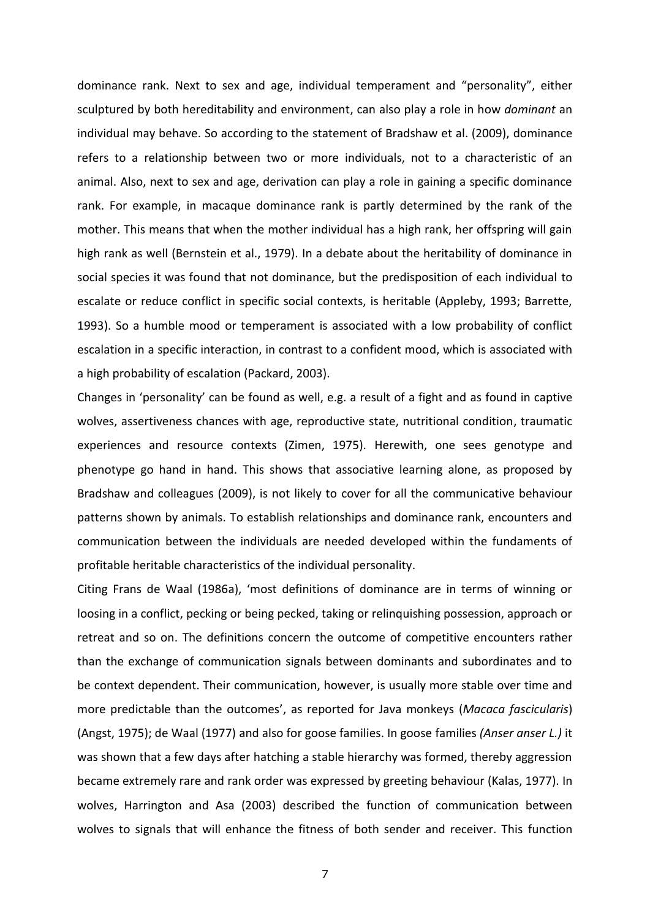dominance rank. Next to sex and age, individual temperament and "personality", either sculptured by both hereditability and environment, can also play a role in how *dominant* an individual may behave. So according to the statement of Bradshaw et al. (2009), dominance refers to a relationship between two or more individuals, not to a characteristic of an animal. Also, next to sex and age, derivation can play a role in gaining a specific dominance rank. For example, in macaque dominance rank is partly determined by the rank of the mother. This means that when the mother individual has a high rank, her offspring will gain high rank as well (Bernstein et al., 1979). In a debate about the heritability of dominance in social species it was found that not dominance, but the predisposition of each individual to escalate or reduce conflict in specific social contexts, is heritable (Appleby, 1993; Barrette, 1993). So a humble mood or temperament is associated with a low probability of conflict escalation in a specific interaction, in contrast to a confident mood, which is associated with a high probability of escalation (Packard, 2003).

Changes in 'personality' can be found as well, e.g. a result of a fight and as found in captive wolves, assertiveness chances with age, reproductive state, nutritional condition, traumatic experiences and resource contexts (Zimen, 1975). Herewith, one sees genotype and phenotype go hand in hand. This shows that associative learning alone, as proposed by Bradshaw and colleagues (2009), is not likely to cover for all the communicative behaviour patterns shown by animals. To establish relationships and dominance rank, encounters and communication between the individuals are needed developed within the fundaments of profitable heritable characteristics of the individual personality.

Citing Frans de Waal (1986a), 'most definitions of dominance are in terms of winning or loosing in a conflict, pecking or being pecked, taking or relinquishing possession, approach or retreat and so on. The definitions concern the outcome of competitive encounters rather than the exchange of communication signals between dominants and subordinates and to be context dependent. Their communication, however, is usually more stable over time and more predictable than the outcomes', as reported for Java monkeys (*Macaca fascicularis*) (Angst, 1975); de Waal (1977) and also for goose families. In goose families *(Anser anser L.)* it was shown that a few days after hatching a stable hierarchy was formed, thereby aggression became extremely rare and rank order was expressed by greeting behaviour (Kalas, 1977). In wolves, Harrington and Asa (2003) described the function of communication between wolves to signals that will enhance the fitness of both sender and receiver. This function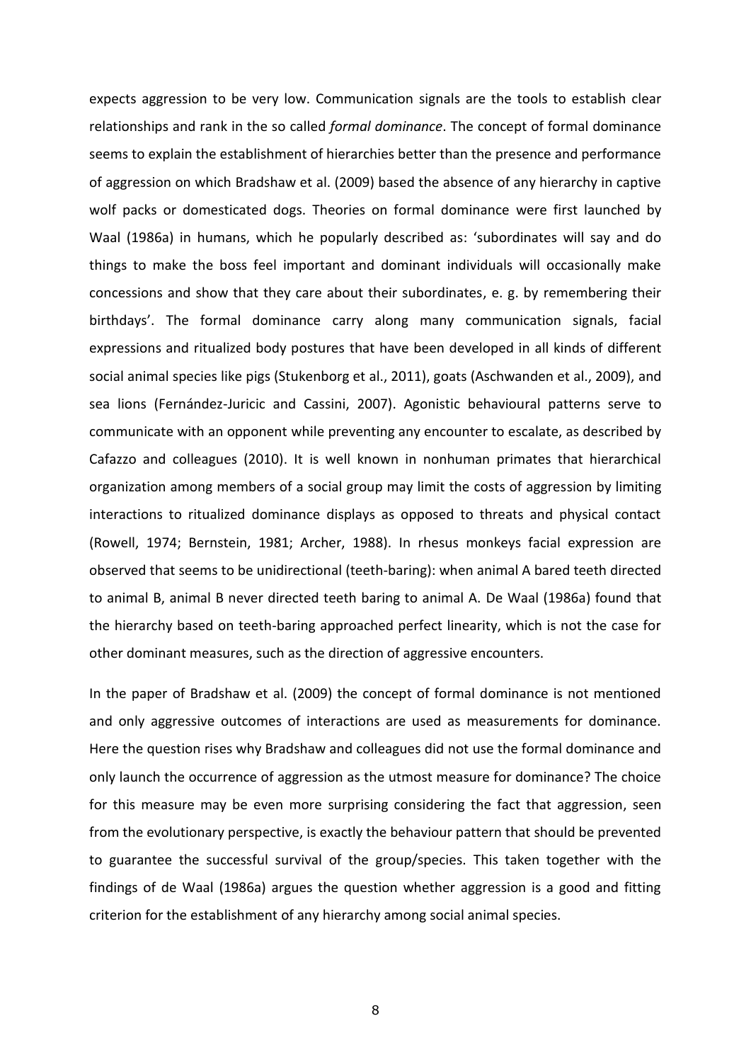expects aggression to be very low. Communication signals are the tools to establish clear relationships and rank in the so called *formal dominance*. The concept of formal dominance seems to explain the establishment of hierarchies better than the presence and performance of aggression on which Bradshaw et al. (2009) based the absence of any hierarchy in captive wolf packs or domesticated dogs. Theories on formal dominance were first launched by Waal (1986a) in humans, which he popularly described as: 'subordinates will say and do things to make the boss feel important and dominant individuals will occasionally make concessions and show that they care about their subordinates, e. g. by remembering their birthdays'. The formal dominance carry along many communication signals, facial expressions and ritualized body postures that have been developed in all kinds of different social animal species like pigs (Stukenborg et al., 2011), goats (Aschwanden et al., 2009), and sea lions (Fernández-Juricic and Cassini, 2007). Agonistic behavioural patterns serve to communicate with an opponent while preventing any encounter to escalate, as described by Cafazzo and colleagues (2010). It is well known in nonhuman primates that hierarchical organization among members of a social group may limit the costs of aggression by limiting interactions to ritualized dominance displays as opposed to threats and physical contact (Rowell, 1974; Bernstein, 1981; Archer, 1988). In rhesus monkeys facial expression are observed that seems to be unidirectional (teeth-baring): when animal A bared teeth directed to animal B, animal B never directed teeth baring to animal A. De Waal (1986a) found that the hierarchy based on teeth-baring approached perfect linearity, which is not the case for other dominant measures, such as the direction of aggressive encounters.

In the paper of Bradshaw et al. (2009) the concept of formal dominance is not mentioned and only aggressive outcomes of interactions are used as measurements for dominance. Here the question rises why Bradshaw and colleagues did not use the formal dominance and only launch the occurrence of aggression as the utmost measure for dominance? The choice for this measure may be even more surprising considering the fact that aggression, seen from the evolutionary perspective, is exactly the behaviour pattern that should be prevented to guarantee the successful survival of the group/species. This taken together with the findings of de Waal (1986a) argues the question whether aggression is a good and fitting criterion for the establishment of any hierarchy among social animal species.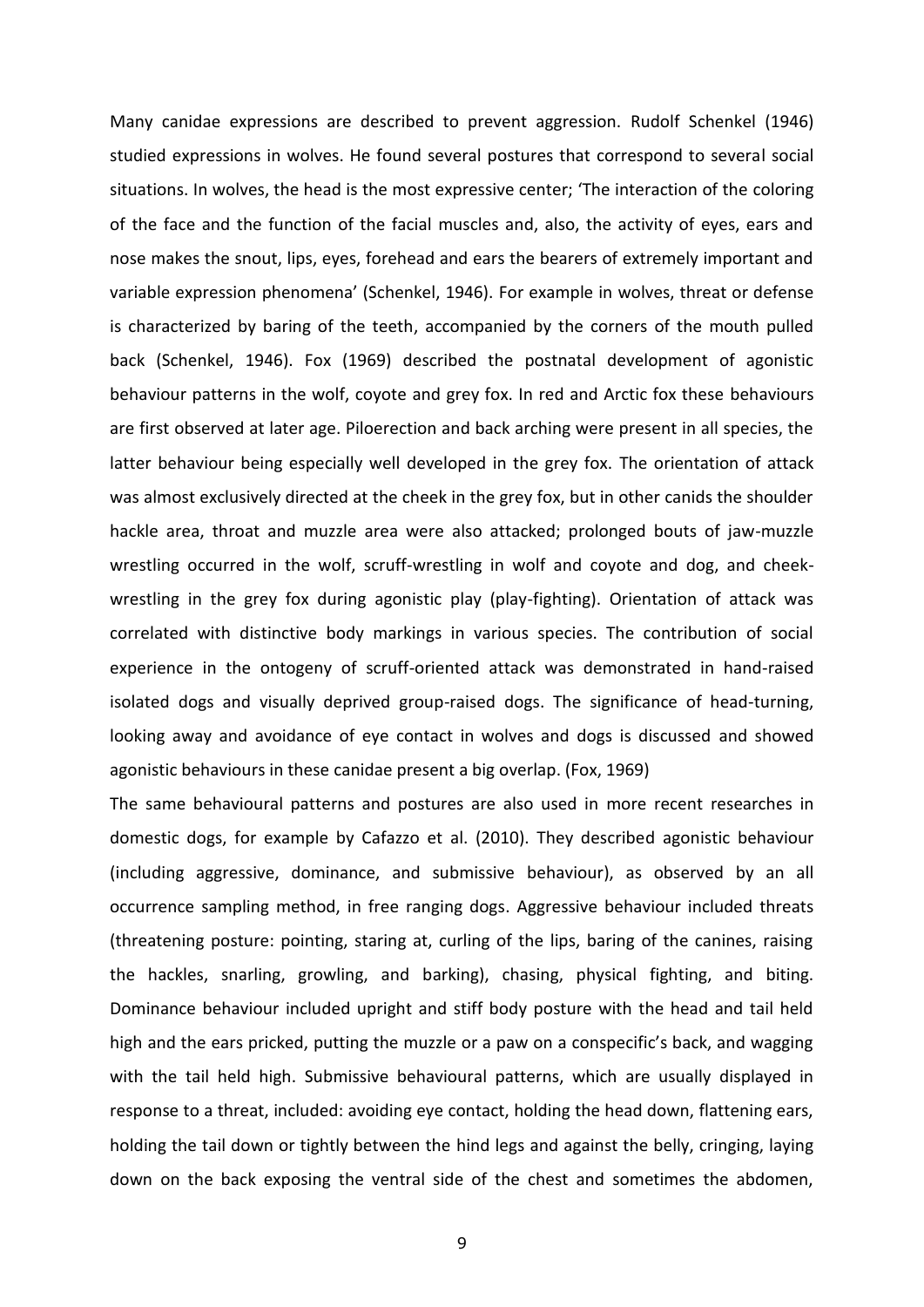Many canidae expressions are described to prevent aggression. Rudolf Schenkel (1946) studied expressions in wolves. He found several postures that correspond to several social situations. In wolves, the head is the most expressive center; 'The interaction of the coloring of the face and the function of the facial muscles and, also, the activity of eyes, ears and nose makes the snout, lips, eyes, forehead and ears the bearers of extremely important and variable expression phenomena' (Schenkel, 1946). For example in wolves, threat or defense is characterized by baring of the teeth, accompanied by the corners of the mouth pulled back (Schenkel, 1946). Fox (1969) described the postnatal development of agonistic behaviour patterns in the wolf, coyote and grey fox. In red and Arctic fox these behaviours are first observed at later age. Piloerection and back arching were present in all species, the latter behaviour being especially well developed in the grey fox. The orientation of attack was almost exclusively directed at the cheek in the grey fox, but in other canids the shoulder hackle area, throat and muzzle area were also attacked; prolonged bouts of jaw-muzzle wrestling occurred in the wolf, scruff-wrestling in wolf and coyote and dog, and cheek-wrestling in the grey fox during agonistic play (play-fighting). Orientation of attack was correlated with distinctive body markings in various species. The contribution of social experience in the ontogeny of scruff-oriented attack was demonstrated in hand-raised isolated dogs and visually deprived group-raised dogs. The significance of head-turning, looking away and avoidance of eye contact in wolves and dogs is discussed and showed agonistic behaviours in these canidae present a big overlap. (Fox, 1969)

The same behavioural patterns and postures are also used in more recent researches in domestic dogs, for example by Cafazzo et al. (2010). They described agonistic behaviour (including aggressive, dominance, and submissive behaviour), as observed by an all occurrence sampling method, in free ranging dogs. Aggressive behaviour included threats (threatening posture: pointing, staring at, curling of the lips, baring of the canines, raising the hackles, snarling, growling, and barking), chasing, physical fighting, and biting. Dominance behaviour included upright and stiff body posture with the head and tail held high and the ears pricked, putting the muzzle or a paw on a conspecific's back, and wagging with the tail held high. Submissive behavioural patterns, which are usually displayed in response to a threat, included: avoiding eye contact, holding the head down, flattening ears, holding the tail down or tightly between the hind legs and against the belly, cringing, laying down on the back exposing the ventral side of the chest and sometimes the abdomen,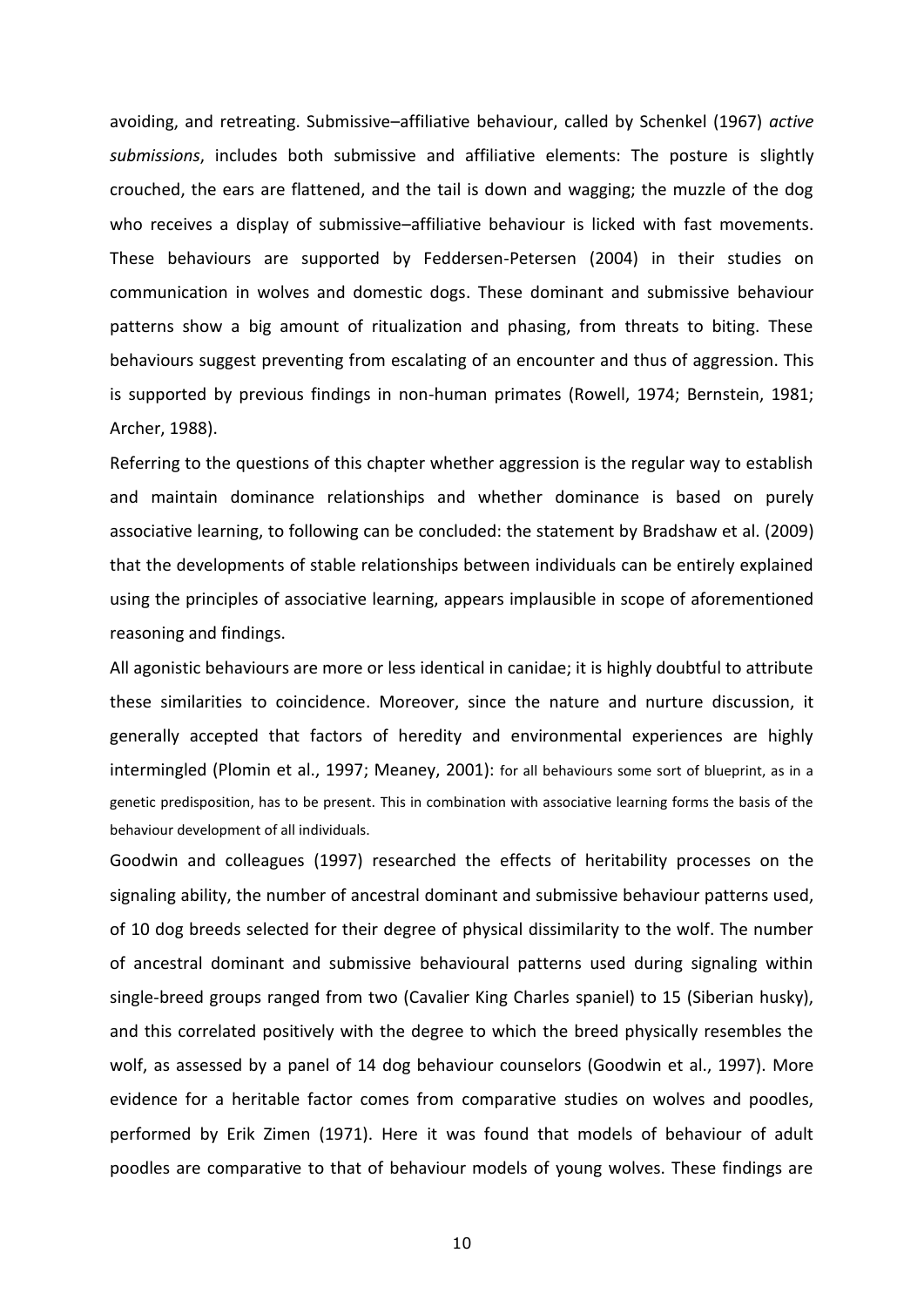avoiding, and retreating. Submissive–affiliative behaviour, called by Schenkel (1967) *active submissions*, includes both submissive and affiliative elements: The posture is slightly crouched, the ears are flattened, and the tail is down and wagging; the muzzle of the dog who receives a display of submissive–affiliative behaviour is licked with fast movements. These behaviours are supported by Feddersen-Petersen (2004) in their studies on communication in wolves and domestic dogs. These dominant and submissive behaviour patterns show a big amount of ritualization and phasing, from threats to biting. These behaviours suggest preventing from escalating of an encounter and thus of aggression. This is supported by previous findings in non-human primates (Rowell, 1974; Bernstein, 1981; Archer, 1988).

Referring to the questions of this chapter whether aggression is the regular way to establish and maintain dominance relationships and whether dominance is based on purely associative learning, to following can be concluded: the statement by Bradshaw et al. (2009) that the developments of stable relationships between individuals can be entirely explained using the principles of associative learning, appears implausible in scope of aforementioned reasoning and findings.

All agonistic behaviours are more or less identical in canidae; it is highly doubtful to attribute these similarities to coincidence. Moreover, since the nature and nurture discussion, it generally accepted that factors of heredity and environmental experiences are highly intermingled (Plomin et al., 1997; Meaney, 2001): for all behaviours some sort of blueprint, as in a genetic predisposition, has to be present. This in combination with associative learning forms the basis of the behaviour development of all individuals.

Goodwin and colleagues (1997) researched the effects of heritability processes on the signaling ability, the number of ancestral dominant and submissive behaviour patterns used, of 10 dog breeds selected for their degree of physical dissimilarity to the wolf. The number of ancestral dominant and submissive behavioural patterns used during signaling within single-breed groups ranged from two (Cavalier King Charles spaniel) to 15 (Siberian husky), and this correlated positively with the degree to which the breed physically resembles the wolf, as assessed by a panel of 14 dog behaviour counselors (Goodwin et al., 1997). More evidence for a heritable factor comes from comparative studies on wolves and poodles, performed by Erik Zimen (1971). Here it was found that models of behaviour of adult poodles are comparative to that of behaviour models of young wolves. These findings are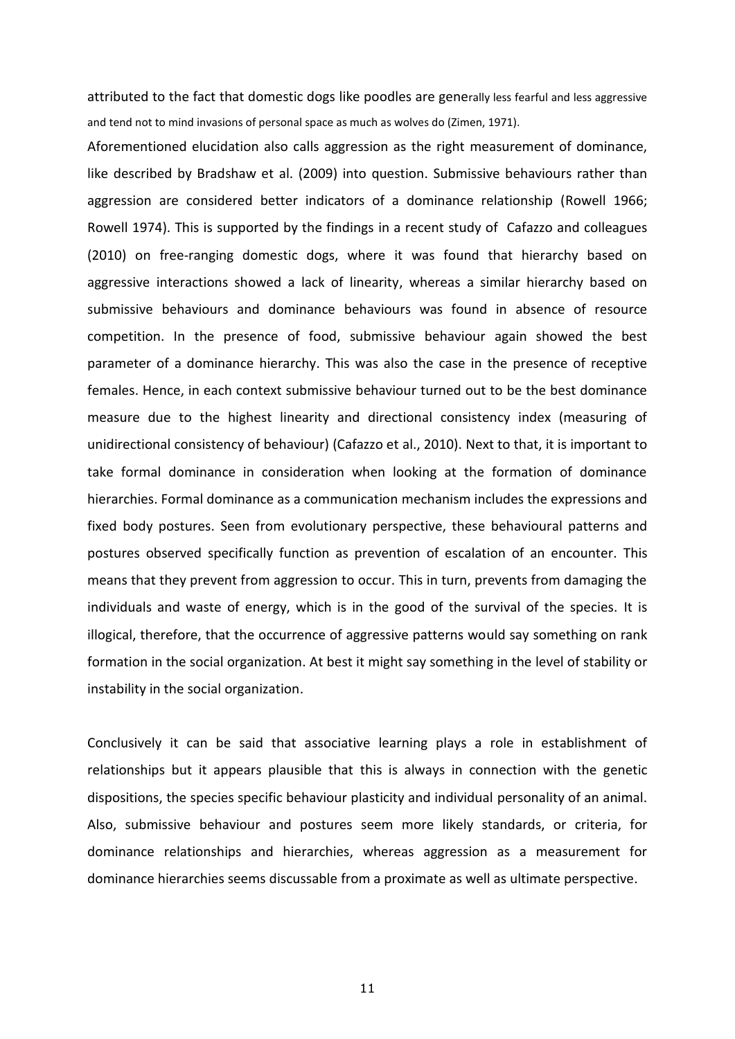attributed to the fact that domestic dogs like poodles are generally less fearful and less aggressive and tend not to mind invasions of personal space as much as wolves do (Zimen, 1971).

Aforementioned elucidation also calls aggression as the right measurement of dominance, like described by Bradshaw et al. (2009) into question. Submissive behaviours rather than aggression are considered better indicators of a dominance relationship (Rowell 1966; Rowell 1974). This is supported by the findings in a recent study of Cafazzo and colleagues (2010) on free-ranging domestic dogs, where it was found that hierarchy based on aggressive interactions showed a lack of linearity, whereas a similar hierarchy based on submissive behaviours and dominance behaviours was found in absence of resource competition. In the presence of food, submissive behaviour again showed the best parameter of a dominance hierarchy. This was also the case in the presence of receptive females. Hence, in each context submissive behaviour turned out to be the best dominance measure due to the highest linearity and directional consistency index (measuring of unidirectional consistency of behaviour) (Cafazzo et al., 2010). Next to that, it is important to take formal dominance in consideration when looking at the formation of dominance hierarchies. Formal dominance as a communication mechanism includes the expressions and fixed body postures. Seen from evolutionary perspective, these behavioural patterns and postures observed specifically function as prevention of escalation of an encounter. This means that they prevent from aggression to occur. This in turn, prevents from damaging the individuals and waste of energy, which is in the good of the survival of the species. It is illogical, therefore, that the occurrence of aggressive patterns would say something on rank formation in the social organization. At best it might say something in the level of stability or instability in the social organization.

Conclusively it can be said that associative learning plays a role in establishment of relationships but it appears plausible that this is always in connection with the genetic dispositions, the species specific behaviour plasticity and individual personality of an animal. Also, submissive behaviour and postures seem more likely standards, or criteria, for dominance relationships and hierarchies, whereas aggression as a measurement for dominance hierarchies seems discussable from a proximate as well as ultimate perspective.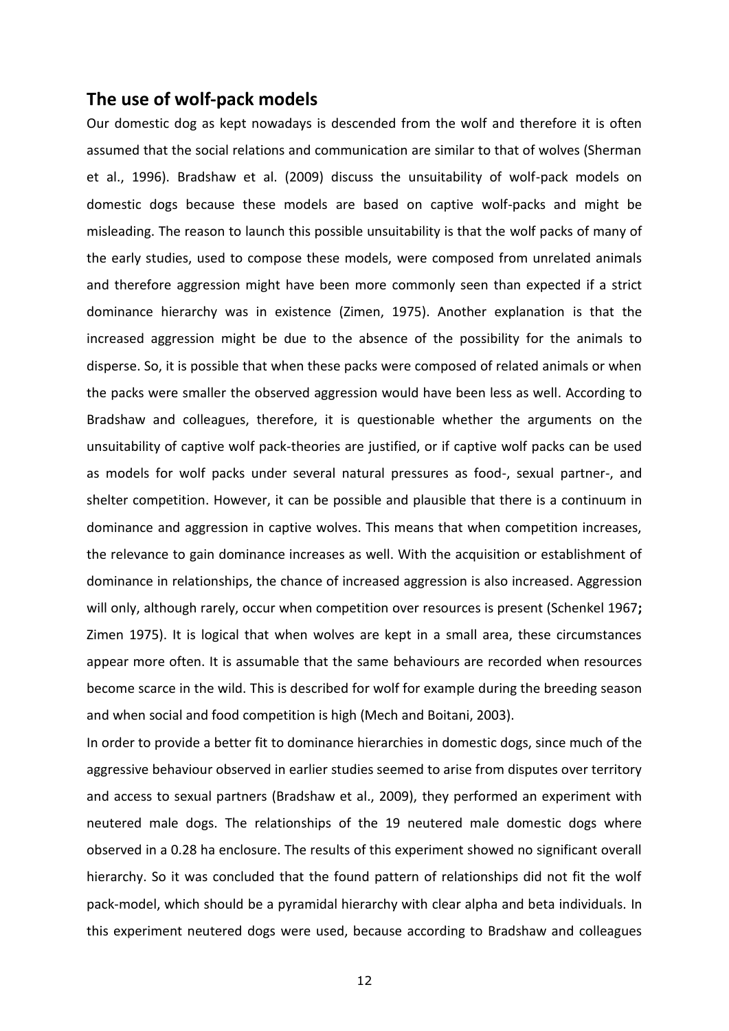## The use of wolf-pack models

Our domestic dog as kept nowadays is descended from the wolf and therefore it is often assumed that the social relations and communication are similar to that of wolves (Sherman et al., 1996). Bradshaw et al. (2009) discuss the unsuitability of wolf-pack models on domestic dogs because these models are based on captive wolf-packs and might be misleading. The reason to launch this possible unsuitability is that the wolf packs of many of the early studies, used to compose these models, were composed from unrelated animals and therefore aggression might have been more commonly seen than expected if a strict dominance hierarchy was in existence (Zimen, 1975). Another explanation is that the increased aggression might be due to the absence of the possibility for the animals to disperse. So, it is possible that when these packs were composed of related animals or when the packs were smaller the observed aggression would have been less as well. According to Bradshaw and colleagues, therefore, it is questionable whether the arguments on the unsuitability of captive wolf pack-theories are justified, or if captive wolf packs can be used as models for wolf packs under several natural pressures as food-, sexual partner-, and shelter competition. However, it can be possible and plausible that there is a continuum in dominance and aggression in captive wolves. This means that when competition increases, the relevance to gain dominance increases as well. With the acquisition or establishment of dominance in relationships, the chance of increased aggression is also increased. Aggression will only, although rarely, occur when competition over resources is present (Schenkel 1967**;** Zimen 1975). It is logical that when wolves are kept in a small area, these circumstances appear more often. It is assumable that the same behaviours are recorded when resources become scarce in the wild. This is described for wolf for example during the breeding season and when social and food competition is high (Mech and Boitani, 2003).

In order to provide a better fit to dominance hierarchies in domestic dogs, since much of the aggressive behaviour observed in earlier studies seemed to arise from disputes over territory and access to sexual partners (Bradshaw et al., 2009), they performed an experiment with neutered male dogs. The relationships of the 19 neutered male domestic dogs where observed in a 0.28 ha enclosure. The results of this experiment showed no significant overall hierarchy. So it was concluded that the found pattern of relationships did not fit the wolf pack-model, which should be a pyramidal hierarchy with clear alpha and beta individuals. In this experiment neutered dogs were used, because according to Bradshaw and colleagues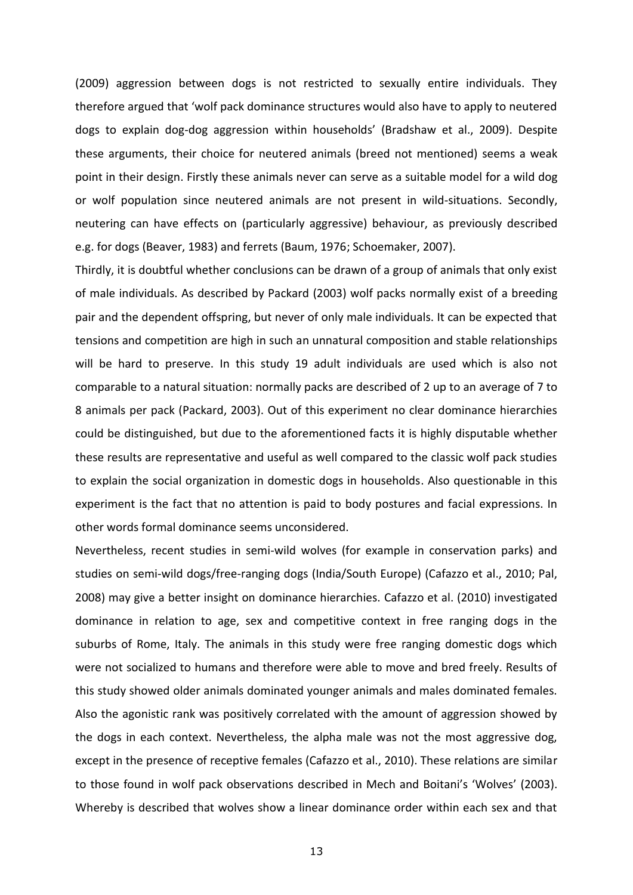(2009) aggression between dogs is not restricted to sexually entire individuals. They therefore argued that 'wolf pack dominance structures would also have to apply to neutered dogs to explain dog-dog aggression within households' (Bradshaw et al., 2009). Despite these arguments, their choice for neutered animals (breed not mentioned) seems a weak point in their design. Firstly these animals never can serve as a suitable model for a wild dog or wolf population since neutered animals are not present in wild-situations. Secondly, neutering can have effects on (particularly aggressive) behaviour, as previously described e.g. for dogs (Beaver, 1983) and ferrets (Baum, 1976; Schoemaker, 2007).

Thirdly, it is doubtful whether conclusions can be drawn of a group of animals that only exist of male individuals. As described by Packard (2003) wolf packs normally exist of a breeding pair and the dependent offspring, but never of only male individuals. It can be expected that tensions and competition are high in such an unnatural composition and stable relationships will be hard to preserve. In this study 19 adult individuals are used which is also not comparable to a natural situation: normally packs are described of 2 up to an average of 7 to 8 animals per pack (Packard, 2003). Out of this experiment no clear dominance hierarchies could be distinguished, but due to the aforementioned facts it is highly disputable whether these results are representative and useful as well compared to the classic wolf pack studies to explain the social organization in domestic dogs in households. Also questionable in this experiment is the fact that no attention is paid to body postures and facial expressions. In other words formal dominance seems unconsidered.

Nevertheless, recent studies in semi-wild wolves (for example in conservation parks) and studies on semi-wild dogs/free-ranging dogs (India/South Europe) (Cafazzo et al., 2010; Pal, 2008) may give a better insight on dominance hierarchies. Cafazzo et al. (2010) investigated dominance in relation to age, sex and competitive context in free ranging dogs in the suburbs of Rome, Italy. The animals in this study were free ranging domestic dogs which were not socialized to humans and therefore were able to move and bred freely. Results of this study showed older animals dominated younger animals and males dominated females. Also the agonistic rank was positively correlated with the amount of aggression showed by the dogs in each context. Nevertheless, the alpha male was not the most aggressive dog, except in the presence of receptive females (Cafazzo et al., 2010). These relations are similar to those found in wolf pack observations described in Mech and Boitani's 'Wolves' (2003). Whereby is described that wolves show a linear dominance order within each sex and that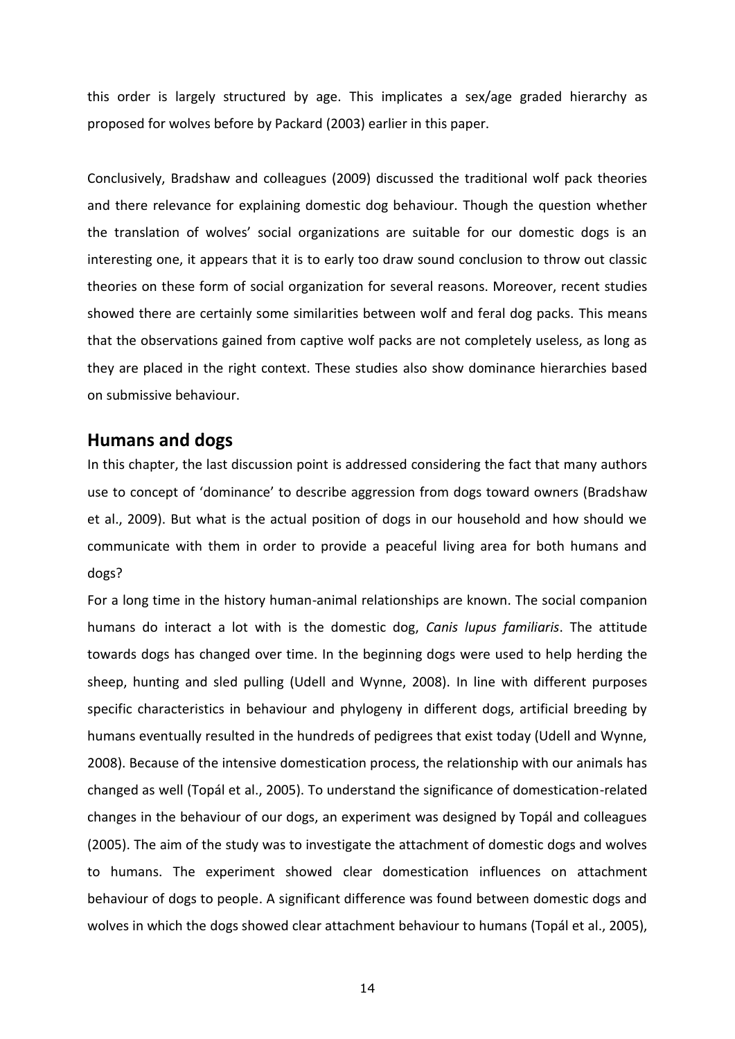this order is largely structured by age. This implicates a sex/age graded hierarchy as proposed for wolves before by Packard (2003) earlier in this paper.

Conclusively, Bradshaw and colleagues (2009) discussed the traditional wolf pack theories and there relevance for explaining domestic dog behaviour. Though the question whether the translation of wolves' social organizations are suitable for our domestic dogs is an interesting one, it appears that it is to early too draw sound conclusion to throw out classic theories on these form of social organization for several reasons. Moreover, recent studies showed there are certainly some similarities between wolf and feral dog packs. This means that the observations gained from captive wolf packs are not completely useless, as long as they are placed in the right context. These studies also show dominance hierarchies based on submissive behaviour.

## Humans and dogs

In this chapter, the last discussion point is addressed considering the fact that many authors use to concept of 'dominance' to describe aggression from dogs toward owners (Bradshaw et al., 2009). But what is the actual position of dogs in our household and how should we communicate with them in order to provide a peaceful living area for both humans and dogs?

For a long time in the history human-animal relationships are known. The social companion humans do interact a lot with is the domestic dog, *Canis lupus familiaris*. The attitude towards dogs has changed over time. In the beginning dogs were used to help herding the sheep, hunting and sled pulling (Udell and Wynne, 2008). In line with different purposes specific characteristics in behaviour and phylogeny in different dogs, artificial breeding by humans eventually resulted in the hundreds of pedigrees that exist today (Udell and Wynne, 2008). Because of the intensive domestication process, the relationship with our animals has changed as well (Topál et al., 2005). To understand the significance of domestication-related changes in the behaviour of our dogs, an experiment was designed by Topál and colleagues (2005). The aim of the study was to investigate the attachment of domestic dogs and wolves to humans. The experiment showed clear domestication influences on attachment behaviour of dogs to people. A significant difference was found between domestic dogs and wolves in which the dogs showed clear attachment behaviour to humans (Topál et al., 2005),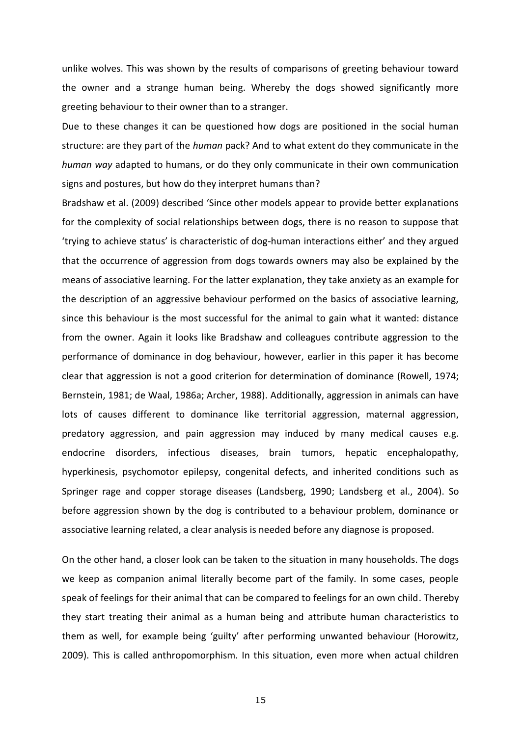unlike wolves. This was shown by the results of comparisons of greeting behaviour toward the owner and a strange human being. Whereby the dogs showed significantly more greeting behaviour to their owner than to a stranger.

Due to these changes it can be questioned how dogs are positioned in the social human structure: are they part of the *human* pack? And to what extent do they communicate in the *human way* adapted to humans, or do they only communicate in their own communication signs and postures, but how do they interpret humans than?

Bradshaw et al. (2009) described 'Since other models appear to provide better explanations for the complexity of social relationships between dogs, there is no reason to suppose that 'trying to achieve status' is characteristic of dog-human interactions either' and they argued that the occurrence of aggression from dogs towards owners may also be explained by the means of associative learning. For the latter explanation, they take anxiety as an example for the description of an aggressive behaviour performed on the basics of associative learning, since this behaviour is the most successful for the animal to gain what it wanted: distance from the owner. Again it looks like Bradshaw and colleagues contribute aggression to the performance of dominance in dog behaviour, however, earlier in this paper it has become clear that aggression is not a good criterion for determination of dominance (Rowell, 1974; Bernstein, 1981; de Waal, 1986a; Archer, 1988). Additionally, aggression in animals can have lots of causes different to dominance like territorial aggression, maternal aggression, predatory aggression, and pain aggression may induced by many medical causes e.g. endocrine disorders, infectious diseases, brain tumors, hepatic encephalopathy, hyperkinesis, psychomotor epilepsy, congenital defects, and inherited conditions such as Springer rage and copper storage diseases (Landsberg, 1990; Landsberg et al., 2004). So before aggression shown by the dog is contributed to a behaviour problem, dominance or associative learning related, a clear analysis is needed before any diagnose is proposed.

On the other hand, a closer look can be taken to the situation in many households. The dogs we keep as companion animal literally become part of the family. In some cases, people speak of feelings for their animal that can be compared to feelings for an own child. Thereby they start treating their animal as a human being and attribute human characteristics to them as well, for example being 'guilty' after performing unwanted behaviour (Horowitz, 2009). This is called anthropomorphism. In this situation, even more when actual children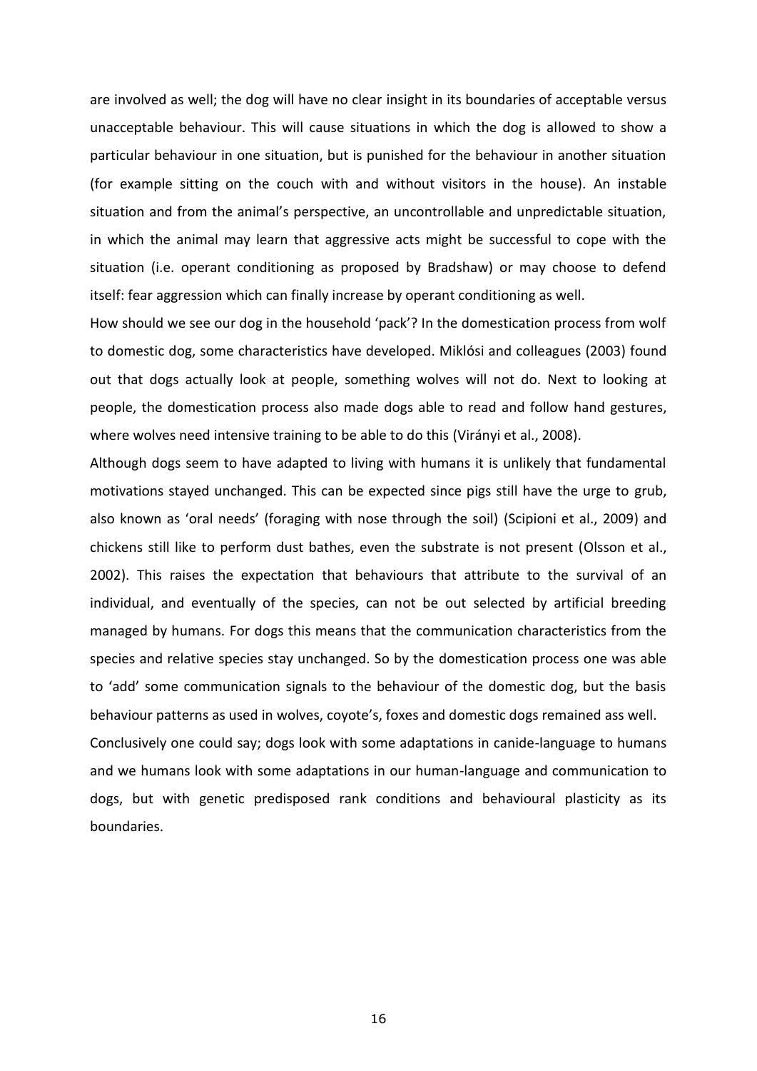are involved as well; the dog will have no clear insight in its boundaries of acceptable versus unacceptable behaviour. This will cause situations in which the dog is allowed to show a particular behaviour in one situation, but is punished for the behaviour in another situation (for example sitting on the couch with and without visitors in the house). An instable situation and from the animal's perspective, an uncontrollable and unpredictable situation, in which the animal may learn that aggressive acts might be successful to cope with the situation (i.e. operant conditioning as proposed by Bradshaw) or may choose to defend itself: fear aggression which can finally increase by operant conditioning as well.

How should we see our dog in the household 'pack'? In the domestication process from wolf to domestic dog, some characteristics have developed. Miklósi and colleagues (2003) found out that dogs actually look at people, something wolves will not do. Next to looking at people, the domestication process also made dogs able to read and follow hand gestures, where wolves need intensive training to be able to do this (Virányi et al., 2008).

Although dogs seem to have adapted to living with humans it is unlikely that fundamental motivations stayed unchanged. This can be expected since pigs still have the urge to grub, also known as 'oral needs' (foraging with nose through the soil) (Scipioni et al., 2009) and chickens still like to perform dust bathes, even the substrate is not present (Olsson et al., 2002). This raises the expectation that behaviours that attribute to the survival of an individual, and eventually of the species, can not be out selected by artificial breeding managed by humans. For dogs this means that the communication characteristics from the species and relative species stay unchanged. So by the domestication process one was able to 'add' some communication signals to the behaviour of the domestic dog, but the basis behaviour patterns as used in wolves, coyote's, foxes and domestic dogs remained ass well.

Conclusively one could say; dogs look with some adaptations in canide-language to humans and we humans look with some adaptations in our human-language and communication to dogs, but with genetic predisposed rank conditions and behavioural plasticity as its boundaries.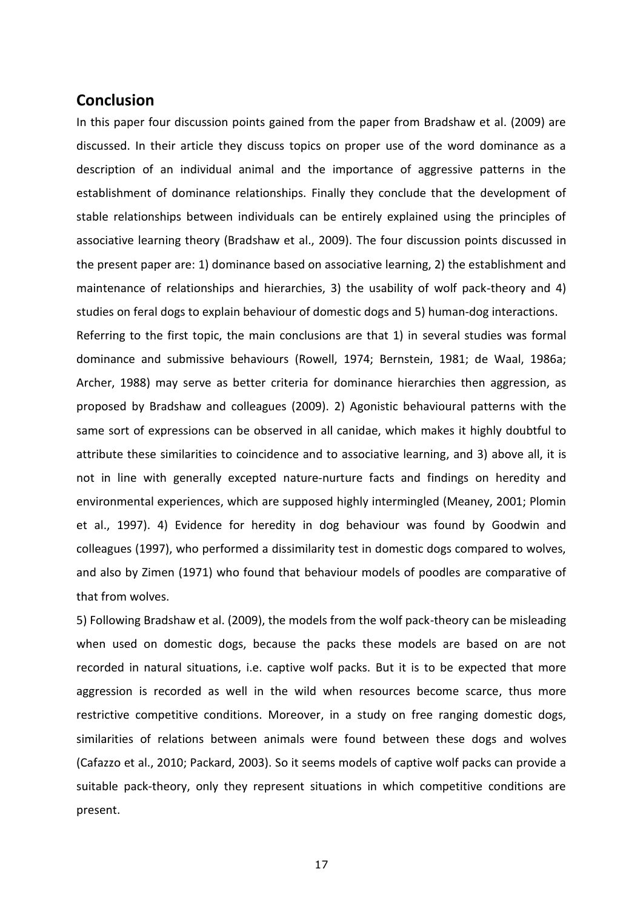## Conclusion

In this paper four discussion points gained from the paper from Bradshaw et al. (2009) are discussed. In their article they discuss topics on proper use of the word dominance as a description of an individual animal and the importance of aggressive patterns in the establishment of dominance relationships. Finally they conclude that the development of stable relationships between individuals can be entirely explained using the principles of associative learning theory (Bradshaw et al., 2009). The four discussion points discussed in the present paper are: 1) dominance based on associative learning, 2) the establishment and maintenance of relationships and hierarchies, 3) the usability of wolf pack-theory and 4) studies on feral dogs to explain behaviour of domestic dogs and 5) human-dog interactions.

Referring to the first topic, the main conclusions are that 1) in several studies was formal dominance and submissive behaviours (Rowell, 1974; Bernstein, 1981; de Waal, 1986a; Archer, 1988) may serve as better criteria for dominance hierarchies then aggression, as proposed by Bradshaw and colleagues (2009). 2) Agonistic behavioural patterns with the same sort of expressions can be observed in all canidae, which makes it highly doubtful to attribute these similarities to coincidence and to associative learning, and 3) above all, it is not in line with generally excepted nature-nurture facts and findings on heredity and environmental experiences, which are supposed highly intermingled (Meaney, 2001; Plomin et al., 1997). 4) Evidence for heredity in dog behaviour was found by Goodwin and colleagues (1997), who performed a dissimilarity test in domestic dogs compared to wolves, and also by Zimen (1971) who found that behaviour models of poodles are comparative of that from wolves.

5) Following Bradshaw et al. (2009), the models from the wolf pack-theory can be misleading when used on domestic dogs, because the packs these models are based on are not recorded in natural situations, i.e. captive wolf packs. But it is to be expected that more aggression is recorded as well in the wild when resources become scarce, thus more restrictive competitive conditions. Moreover, in a study on free ranging domestic dogs, similarities of relations between animals were found between these dogs and wolves (Cafazzo et al., 2010; Packard, 2003). So it seems models of captive wolf packs can provide a suitable pack-theory, only they represent situations in which competitive conditions are present.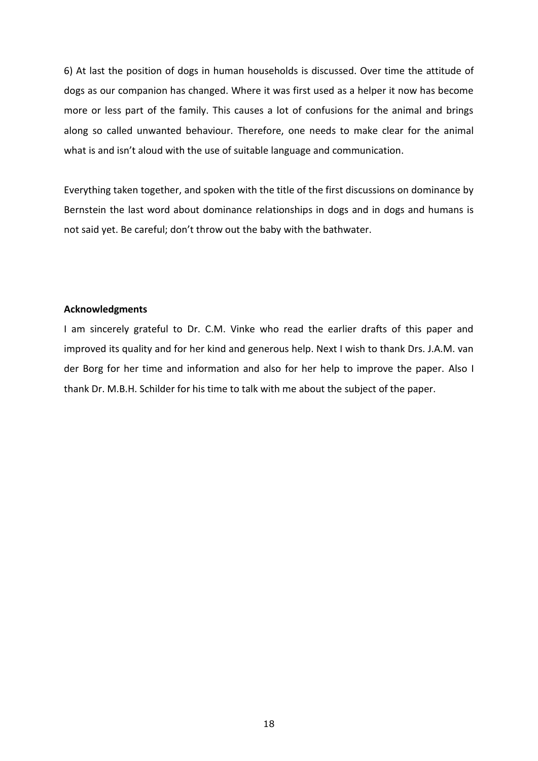6) At last the position of dogs in human households is discussed. Over time the attitude of dogs as our companion has changed. Where it was first used as a helper it now has become more or less part of the family. This causes a lot of confusions for the animal and brings along so called unwanted behaviour. Therefore, one needs to make clear for the animal what is and isn't aloud with the use of suitable language and communication.

Everything taken together, and spoken with the title of the first discussions on dominance by Bernstein the last word about dominance relationships in dogs and in dogs and humans is not said yet. Be careful; don't throw out the baby with the bathwater.

**Acknowledgments**

I am sincerely grateful to Dr. C.M. Vinke who read the earlier drafts of this paper and improved its quality and for her kind and generous help. Next I wish to thank Drs. J.A.M. van der Borg for her time and information and also for her help to improve the paper. Also I thank Dr. M.B.H. Schilder for his time to talk with me about the subject of the paper.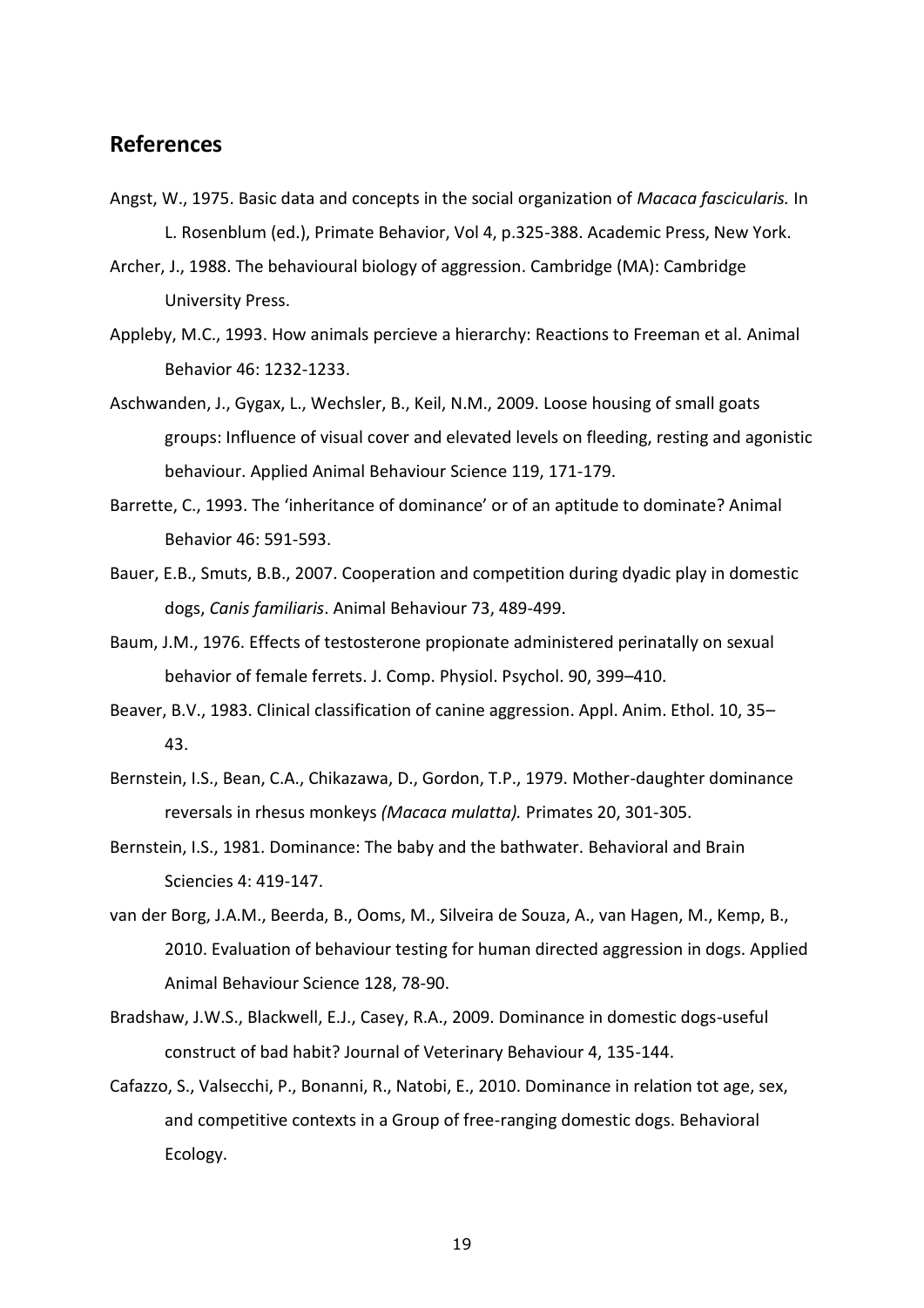## References

Angst, W., 1975. Basic data and concepts in the social organization of *Macaca fascicularis.* In L. Rosenblum (ed.), Primate Behavior, Vol 4, p.325-388. Academic Press, New York.

Archer, J., 1988. The behavioural biology of aggression. Cambridge (MA): Cambridge University Press.

Appleby, M.C., 1993. How animals percieve a hierarchy: Reactions to Freeman et al. Animal Behavior 46: 1232-1233.

Aschwanden, J., Gygax, L., Wechsler, B., Keil, N.M., 2009. Loose housing of small goats groups: Influence of visual cover and elevated levels on fleeding, resting and agonistic behaviour. Applied Animal Behaviour Science 119, 171-179.

Barrette, C., 1993. The 'inheritance of dominance' or of an aptitude to dominate? Animal Behavior 46: 591-593.

Bauer, E.B., Smuts, B.B., 2007. Cooperation and competition during dyadic play in domestic dogs, *Canis familiaris*. Animal Behaviour 73, 489-499.

Baum, J.M., 1976. Effects of testosterone propionate administered perinatally on sexual behavior of female ferrets. J. Comp. Physiol. Psychol. 90, 399–410.

Beaver, B.V., 1983. Clinical classification of canine aggression. Appl. Anim. Ethol. 10, 35–43.

Bernstein, I.S., Bean, C.A., Chikazawa, D., Gordon, T.P., 1979. Mother-daughter dominance reversals in rhesus monkeys *(Macaca mulatta).* Primates 20, 301-305.

Bernstein, I.S., 1981. Dominance: The baby and the bathwater. Behavioral and Brain Sciencies 4: 419-147.

van der Borg, J.A.M., Beerda, B., Ooms, M., Silveira de Souza, A., van Hagen, M., Kemp, B., 2010. Evaluation of behaviour testing for human directed aggression in dogs. Applied Animal Behaviour Science 128, 78-90.

Bradshaw, J.W.S., Blackwell, E.J., Casey, R.A., 2009. Dominance in domestic dogs-useful construct of bad habit? Journal of Veterinary Behaviour 4, 135-144.

Cafazzo, S., Valsecchi, P., Bonanni, R., Natobi, E., 2010. Dominance in relation tot age, sex, and competitive contexts in a Group of free-ranging domestic dogs. Behavioral Ecology.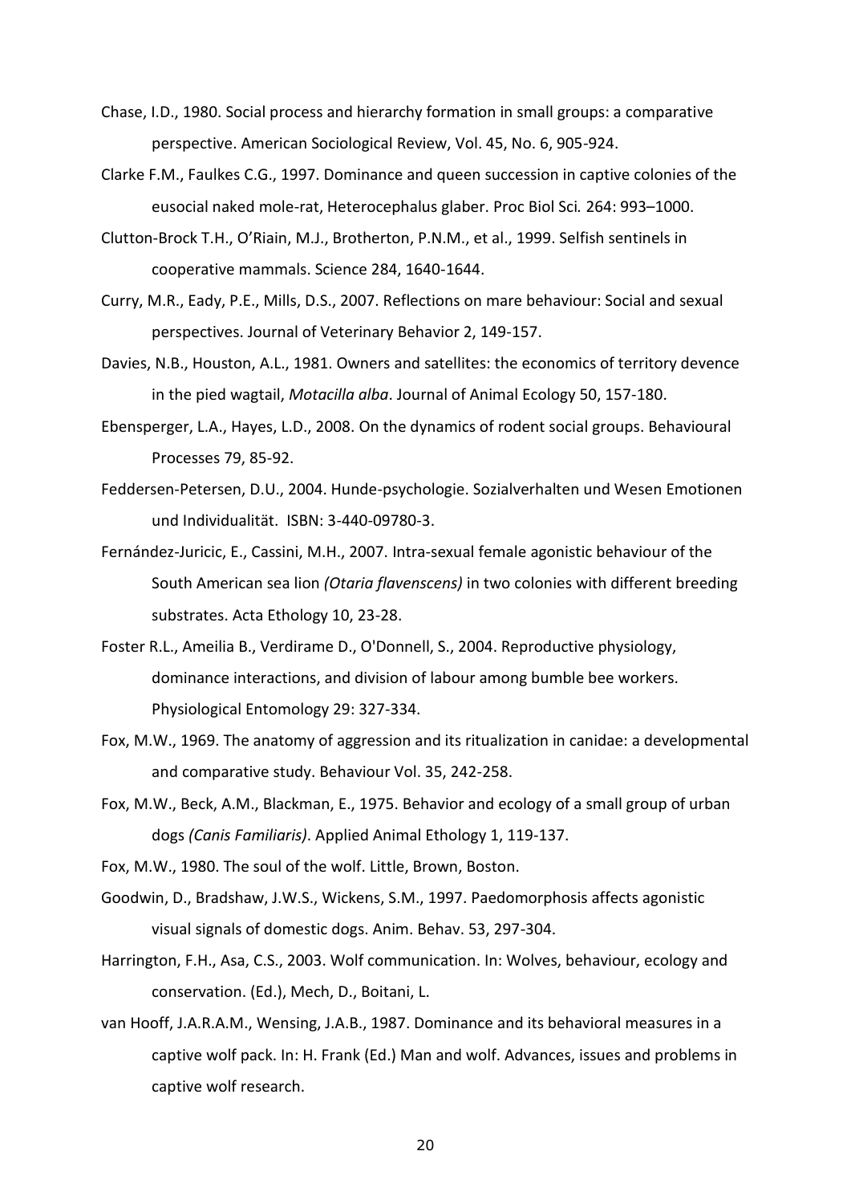Chase, I.D., 1980. Social process and hierarchy formation in small groups: a comparative perspective. American Sociological Review, Vol. 45, No. 6, 905-924.

Clarke F.M., Faulkes C.G., 1997. Dominance and queen succession in captive colonies of the eusocial naked mole-rat, Heterocephalus glaber. Proc Biol Sci. 264: 993–1000.

Clutton-Brock T.H., O'Riain, M.J., Brotherton, P.N.M., et al., 1999. Selfish sentinels in cooperative mammals. Science 284, 1640-1644.

Curry, M.R., Eady, P.E., Mills, D.S., 2007. Reflections on mare behaviour: Social and sexual perspectives. Journal of Veterinary Behavior 2, 149-157.

Davies, N.B., Houston, A.L., 1981. Owners and satellites: the economics of territory devence in the pied wagtail, *Motacilla alba*. Journal of Animal Ecology 50, 157-180.

Ebensperger, L.A., Hayes, L.D., 2008. On the dynamics of rodent social groups. Behavioural Processes 79, 85-92.

Feddersen-Petersen, D.U., 2004. Hunde-psychologie. Sozialverhalten und Wesen Emotionen und Individualität. ISBN: 3-440-09780-3.

Fernández-Juricic, E., Cassini, M.H., 2007. Intra-sexual female agonistic behaviour of the South American sea lion *(Otaria flavenscens)* in two colonies with different breeding substrates. Acta Ethology 10, 23-28.

Foster R.L., Ameilia B., Verdirame D., O'Donnell, S., 2004. Reproductive physiology, dominance interactions, and division of labour among bumble bee workers. Physiological Entomology 29: 327-334.

Fox, M.W., 1969. The anatomy of aggression and its ritualization in canidae: a developmental and comparative study. Behaviour Vol. 35, 242-258.

Fox, M.W., Beck, A.M., Blackman, E., 1975. Behavior and ecology of a small group of urban dogs *(Canis Familiaris)*. Applied Animal Ethology 1, 119-137.

Fox, M.W., 1980. The soul of the wolf. Little, Brown, Boston.

Goodwin, D., Bradshaw, J.W.S., Wickens, S.M., 1997. Paedomorphosis affects agonistic visual signals of domestic dogs. Anim. Behav. 53, 297-304.

Harrington, F.H., Asa, C.S., 2003. Wolf communication. In: Wolves, behaviour, ecology and conservation. (Ed.), Mech, D., Boitani, L.

van Hooff, J.A.R.A.M., Wensing, J.A.B., 1987. Dominance and its behavioral measures in a captive wolf pack. In: H. Frank (Ed.) Man and wolf. Advances, issues and problems in captive wolf research.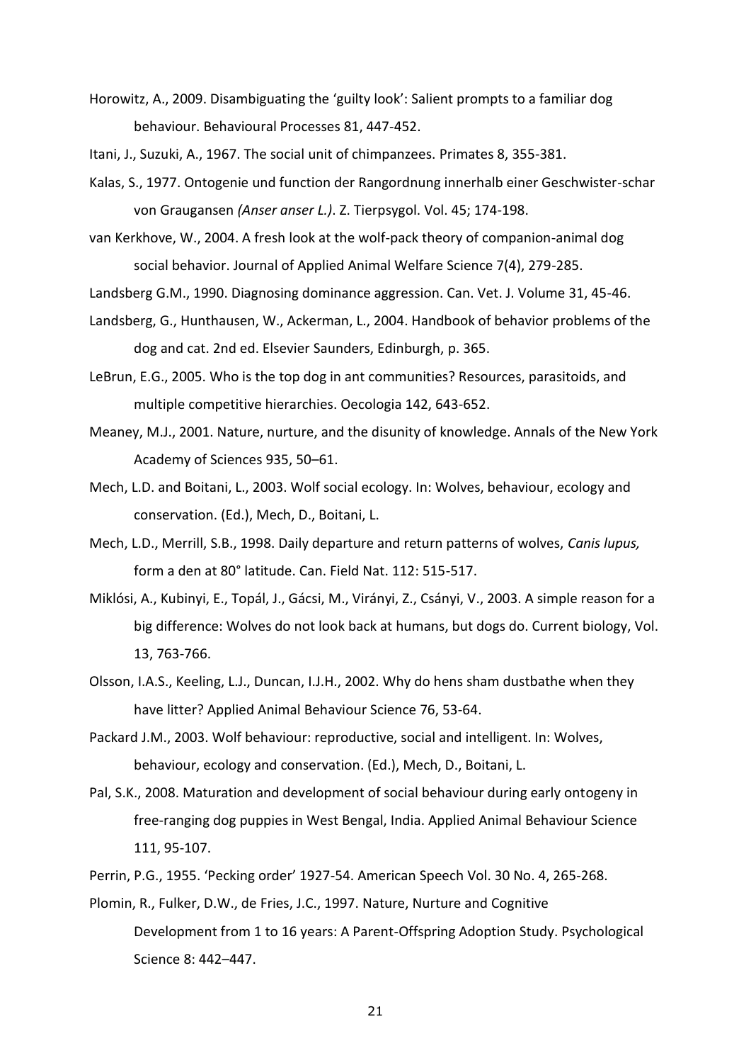Horowitz, A., 2009. Disambiguating the 'guilty look': Salient prompts to a familiar dog behaviour. Behavioural Processes 81, 447-452.

Itani, J., Suzuki, A., 1967. The social unit of chimpanzees. Primates 8, 355-381.

Kalas, S., 1977. Ontogenie und function der Rangordnung innerhalb einer Geschwister-schar von Graugansen *(Anser anser L.)*. Z. Tierpsygol. Vol. 45; 174-198.

van Kerkhove, W., 2004. A fresh look at the wolf-pack theory of companion-animal dog social behavior. Journal of Applied Animal Welfare Science 7(4), 279-285.

Landsberg G.M., 1990. Diagnosing dominance aggression. Can. Vet. J. Volume 31, 45-46.

Landsberg, G., Hunthausen, W., Ackerman, L., 2004. Handbook of behavior problems of the dog and cat. 2nd ed. Elsevier Saunders, Edinburgh, p. 365.

LeBrun, E.G., 2005. Who is the top dog in ant communities? Resources, parasitoids, and multiple competitive hierarchies. Oecologia 142, 643-652.

Meaney, M.J., 2001. Nature, nurture, and the disunity of knowledge. Annals of the New York Academy of Sciences 935, 50–61.

Mech, L.D. and Boitani, L., 2003. Wolf social ecology. In: Wolves, behaviour, ecology and conservation. (Ed.), Mech, D., Boitani, L.

Mech, L.D., Merrill, S.B., 1998. Daily departure and return patterns of wolves, *Canis lupus,* form a den at 80° latitude. Can. Field Nat. 112: 515-517.

Miklósi, A., Kubinyi, E., Topál, J., Gácsi, M., Virányi, Z., Csányi, V., 2003. A simple reason for a big difference: Wolves do not look back at humans, but dogs do. Current biology, Vol. 13, 763-766.

Olsson, I.A.S., Keeling, L.J., Duncan, I.J.H., 2002. Why do hens sham dustbathe when they have litter? Applied Animal Behaviour Science 76, 53-64.

Packard J.M., 2003. Wolf behaviour: reproductive, social and intelligent. In: Wolves, behaviour, ecology and conservation. (Ed.), Mech, D., Boitani, L.

Pal, S.K., 2008. Maturation and development of social behaviour during early ontogeny in free-ranging dog puppies in West Bengal, India. Applied Animal Behaviour Science 111, 95-107.

Perrin, P.G., 1955. 'Pecking order' 1927-54. American Speech Vol. 30 No. 4, 265-268.

Plomin, R., Fulker, D.W., de Fries, J.C., 1997. Nature, Nurture and Cognitive Development from 1 to 16 years: A Parent-Offspring Adoption Study. Psychological Science 8: 442–447.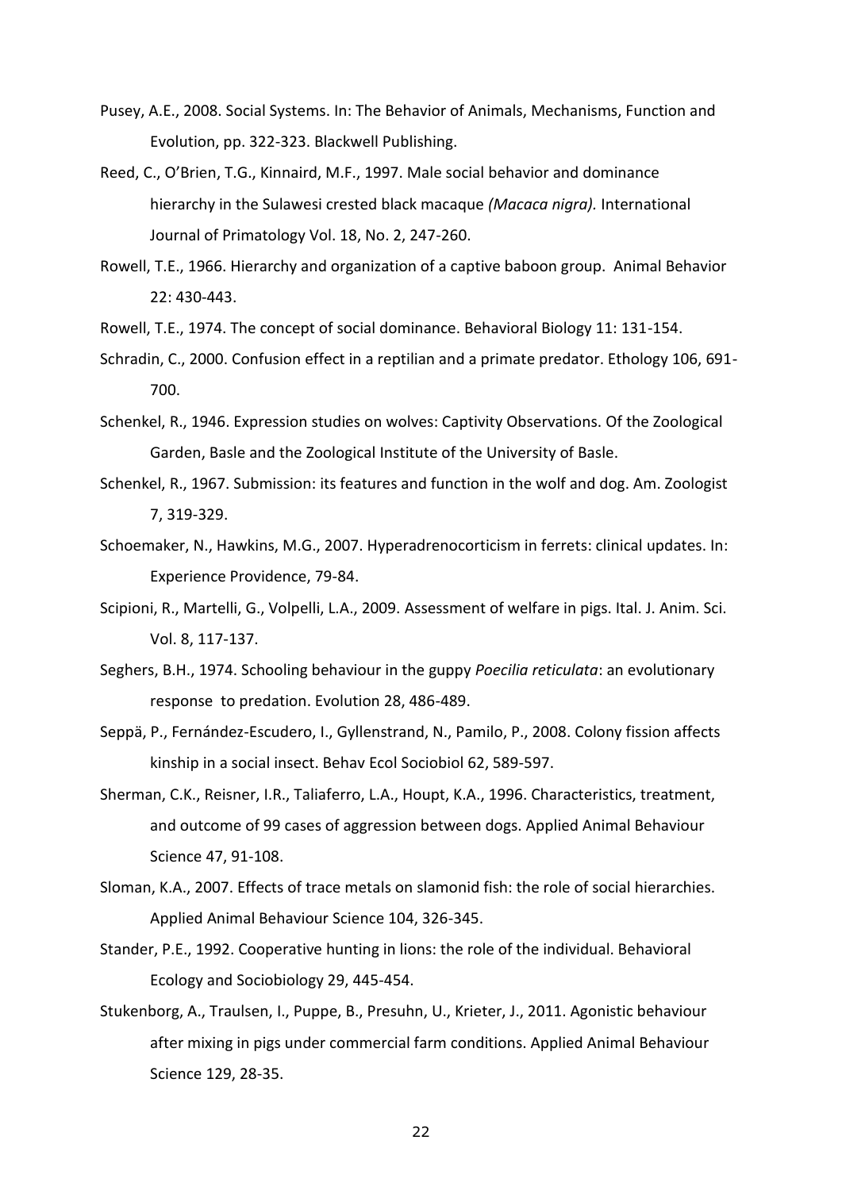Pusey, A.E., 2008. Social Systems. In: The Behavior of Animals, Mechanisms, Function and Evolution, pp. 322-323. Blackwell Publishing.

Reed, C., O'Brien, T.G., Kinnaird, M.F., 1997. Male social behavior and dominance hierarchy in the Sulawesi crested black macaque *(Macaca nigra).* International Journal of Primatology Vol. 18, No. 2, 247-260.

Rowell, T.E., 1966. Hierarchy and organization of a captive baboon group. Animal Behavior 22: 430-443.

Rowell, T.E., 1974. The concept of social dominance. Behavioral Biology 11: 131-154.

Schradin, C., 2000. Confusion effect in a reptilian and a primate predator. Ethology 106, 691-700.

Schenkel, R., 1946. Expression studies on wolves: Captivity Observations. Of the Zoological Garden, Basle and the Zoological Institute of the University of Basle.

Schenkel, R., 1967. Submission: its features and function in the wolf and dog. Am. Zoologist 7, 319-329.

Schoemaker, N., Hawkins, M.G., 2007. Hyperadrenocorticism in ferrets: clinical updates. In: Experience Providence, 79-84.

Scipioni, R., Martelli, G., Volpelli, L.A., 2009. Assessment of welfare in pigs. Ital. J. Anim. Sci. Vol. 8, 117-137.

Seghers, B.H., 1974. Schooling behaviour in the guppy *Poecilia reticulata*: an evolutionary response to predation. Evolution 28, 486-489.

Seppä, P., Fernández-Escudero, I., Gyllenstrand, N., Pamilo, P., 2008. Colony fission affects kinship in a social insect. Behav Ecol Sociobiol 62, 589-597.

Sherman, C.K., Reisner, I.R., Taliaferro, L.A., Houpt, K.A., 1996. Characteristics, treatment, and outcome of 99 cases of aggression between dogs. Applied Animal Behaviour Science 47, 91-108.

Sloman, K.A., 2007. Effects of trace metals on slamonid fish: the role of social hierarchies. Applied Animal Behaviour Science 104, 326-345.

Stander, P.E., 1992. Cooperative hunting in lions: the role of the individual. Behavioral Ecology and Sociobiology 29, 445-454.

Stukenborg, A., Traulsen, I., Puppe, B., Presuhn, U., Krieter, J., 2011. Agonistic behaviour after mixing in pigs under commercial farm conditions. Applied Animal Behaviour Science 129, 28-35.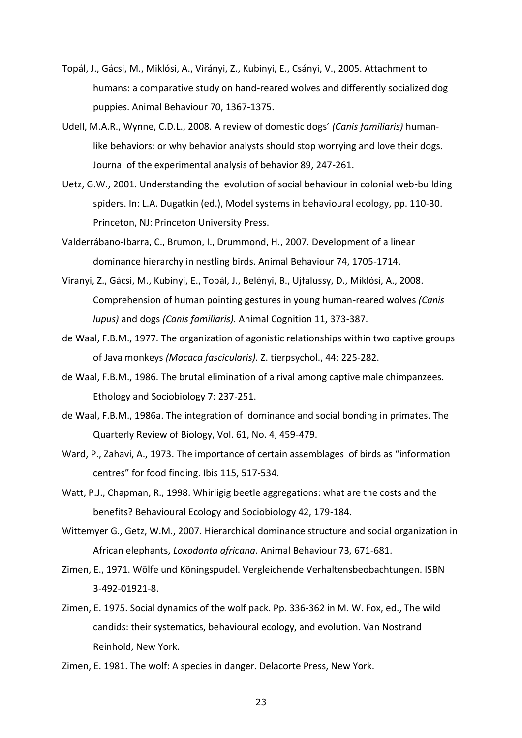Topál, J., Gácsi, M., Miklósi, A., Virányi, Z., Kubinyi, E., Csányi, V., 2005. Attachment to humans: a comparative study on hand-reared wolves and differently socialized dog puppies. Animal Behaviour 70, 1367-1375.

Udell, M.A.R., Wynne, C.D.L., 2008. A review of domestic dogs' *(Canis familiaris)* human-like behaviors: or why behavior analysts should stop worrying and love their dogs. Journal of the experimental analysis of behavior 89, 247-261.

Uetz, G.W., 2001. Understanding the evolution of social behaviour in colonial web-building spiders. In: L.A. Dugatkin (ed.), Model systems in behavioural ecology, pp. 110-30. Princeton, NJ: Princeton University Press.

Valderrábano-Ibarra, C., Brumon, I., Drummond, H., 2007. Development of a linear dominance hierarchy in nestling birds. Animal Behaviour 74, 1705-1714.

Viranyi, Z., Gácsi, M., Kubinyi, E., Topál, J., Belényi, B., Ujfalussy, D., Miklósi, A., 2008. Comprehension of human pointing gestures in young human-reared wolves *(Canis lupus)* and dogs *(Canis familiaris).* Animal Cognition 11, 373-387.

de Waal, F.B.M., 1977. The organization of agonistic relationships within two captive groups of Java monkeys *(Macaca fascicularis)*. Z. tierpsychol., 44: 225-282.

de Waal, F.B.M., 1986. The brutal elimination of a rival among captive male chimpanzees. Ethology and Sociobiology 7: 237-251.

de Waal, F.B.M., 1986a. The integration of dominance and social bonding in primates. The Quarterly Review of Biology, Vol. 61, No. 4, 459-479.

Ward, P., Zahavi, A., 1973. The importance of certain assemblages of birds as "information centres" for food finding. Ibis 115, 517-534.

Watt, P.J., Chapman, R., 1998. Whirligig beetle aggregations: what are the costs and the benefits? Behavioural Ecology and Sociobiology 42, 179-184.

Wittemyer G., Getz, W.M., 2007. Hierarchical dominance structure and social organization in African elephants, *Loxodonta africana.* Animal Behaviour 73, 671-681.

Zimen, E., 1971. Wölfe und Köningspudel. Vergleichende Verhaltensbeobachtungen. ISBN 3-492-01921-8.

Zimen, E. 1975. Social dynamics of the wolf pack. Pp. 336-362 in M. W. Fox, ed., The wild candids: their systematics, behavioural ecology, and evolution. Van Nostrand Reinhold, New York.

Zimen, E. 1981. The wolf: A species in danger. Delacorte Press, New York.